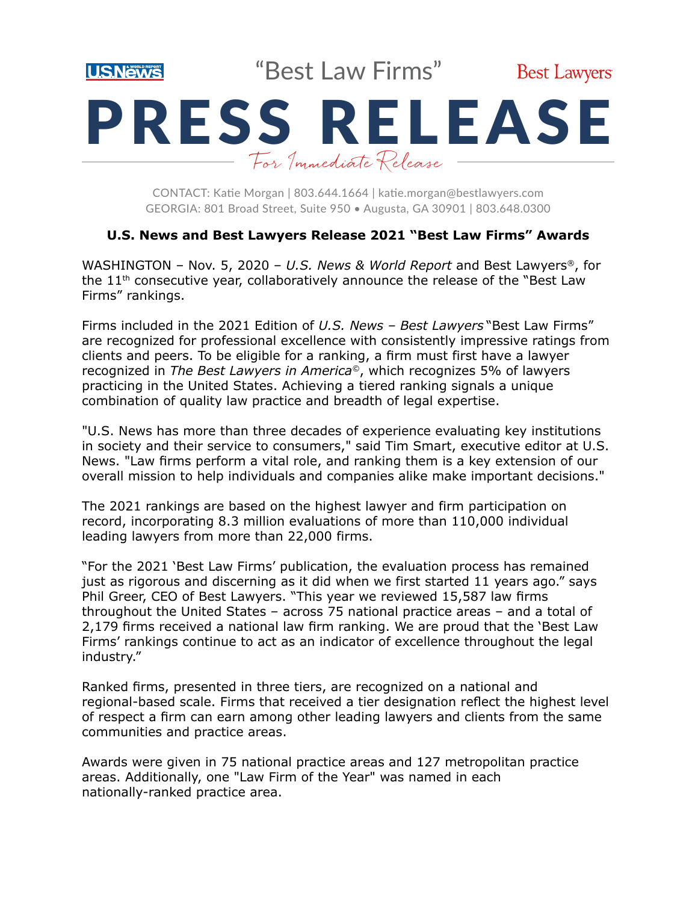U.S.News & WORLD REPORT

"Best Law Firms"

Best Lawyers

# PRESS RELEASE

*For Immediate Release*

CONTACT: Katie Morgan | 803.644.1664 | katie.morgan@bestlawyers.com
GEORGIA: 801 Broad Street, Suite 950 • Augusta, GA 30901 | 803.648.0300

**U.S. News and Best Lawyers Release 2021 "Best Law Firms" Awards**

WASHINGTON – Nov. 5, 2020 – *U.S. News & World Report* and Best Lawyers®, for the 11th consecutive year, collaboratively announce the release of the "Best Law Firms" rankings.

Firms included in the 2021 Edition of *U.S. News – Best Lawyers* "Best Law Firms" are recognized for professional excellence with consistently impressive ratings from clients and peers. To be eligible for a ranking, a firm must first have a lawyer recognized in *The Best Lawyers in America©*, which recognizes 5% of lawyers practicing in the United States. Achieving a tiered ranking signals a unique combination of quality law practice and breadth of legal expertise.

"U.S. News has more than three decades of experience evaluating key institutions in society and their service to consumers," said Tim Smart, executive editor at U.S. News. "Law firms perform a vital role, and ranking them is a key extension of our overall mission to help individuals and companies alike make important decisions."

The 2021 rankings are based on the highest lawyer and firm participation on record, incorporating 8.3 million evaluations of more than 110,000 individual leading lawyers from more than 22,000 firms.

"For the 2021 'Best Law Firms' publication, the evaluation process has remained just as rigorous and discerning as it did when we first started 11 years ago." says Phil Greer, CEO of Best Lawyers. "This year we reviewed 15,587 law firms throughout the United States – across 75 national practice areas – and a total of 2,179 firms received a national law firm ranking. We are proud that the 'Best Law Firms' rankings continue to act as an indicator of excellence throughout the legal industry."

Ranked firms, presented in three tiers, are recognized on a national and regional-based scale. Firms that received a tier designation reflect the highest level of respect a firm can earn among other leading lawyers and clients from the same communities and practice areas.

Awards were given in 75 national practice areas and 127 metropolitan practice areas. Additionally, one "Law Firm of the Year" was named in each nationally-ranked practice area.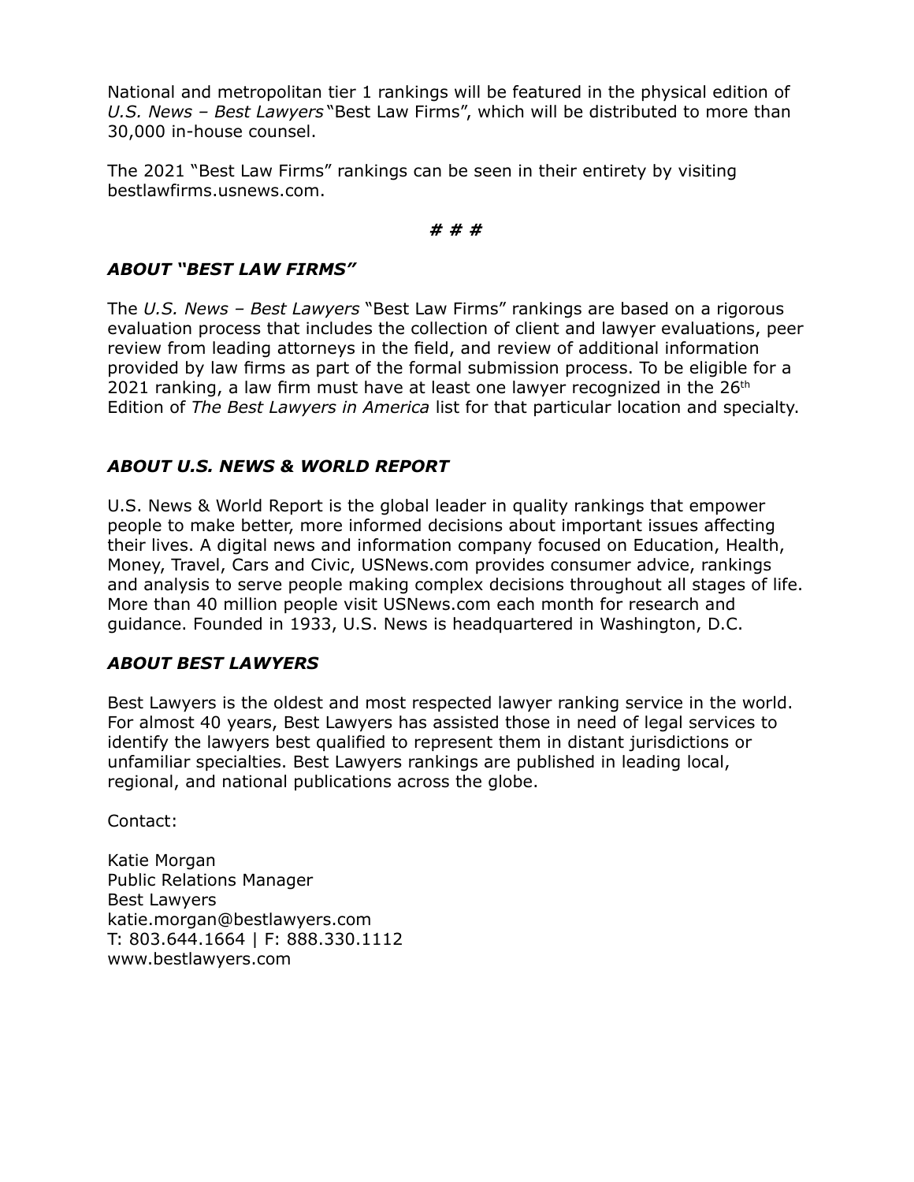National and metropolitan tier 1 rankings will be featured in the physical edition of *U.S. News – Best Lawyers* "Best Law Firms", which will be distributed to more than 30,000 in-house counsel.

The 2021 "Best Law Firms" rankings can be seen in their entirety by visiting bestlawfirms.usnews.com.

***# # #***

### *ABOUT "BEST LAW FIRMS"*

The *U.S. News – Best Lawyers* "Best Law Firms" rankings are based on a rigorous evaluation process that includes the collection of client and lawyer evaluations, peer review from leading attorneys in the field, and review of additional information provided by law firms as part of the formal submission process. To be eligible for a 2021 ranking, a law firm must have at least one lawyer recognized in the 26th Edition of *The Best Lawyers in America* list for that particular location and specialty.

### *ABOUT U.S. NEWS & WORLD REPORT*

U.S. News & World Report is the global leader in quality rankings that empower people to make better, more informed decisions about important issues affecting their lives. A digital news and information company focused on Education, Health, Money, Travel, Cars and Civic, USNews.com provides consumer advice, rankings and analysis to serve people making complex decisions throughout all stages of life. More than 40 million people visit USNews.com each month for research and guidance. Founded in 1933, U.S. News is headquartered in Washington, D.C.

### *ABOUT BEST LAWYERS*

Best Lawyers is the oldest and most respected lawyer ranking service in the world. For almost 40 years, Best Lawyers has assisted those in need of legal services to identify the lawyers best qualified to represent them in distant jurisdictions or unfamiliar specialties. Best Lawyers rankings are published in leading local, regional, and national publications across the globe.

Contact:

Katie Morgan
Public Relations Manager
Best Lawyers
katie.morgan@bestlawyers.com
T: 803.644.1664 | F: 888.330.1112
www.bestlawyers.com